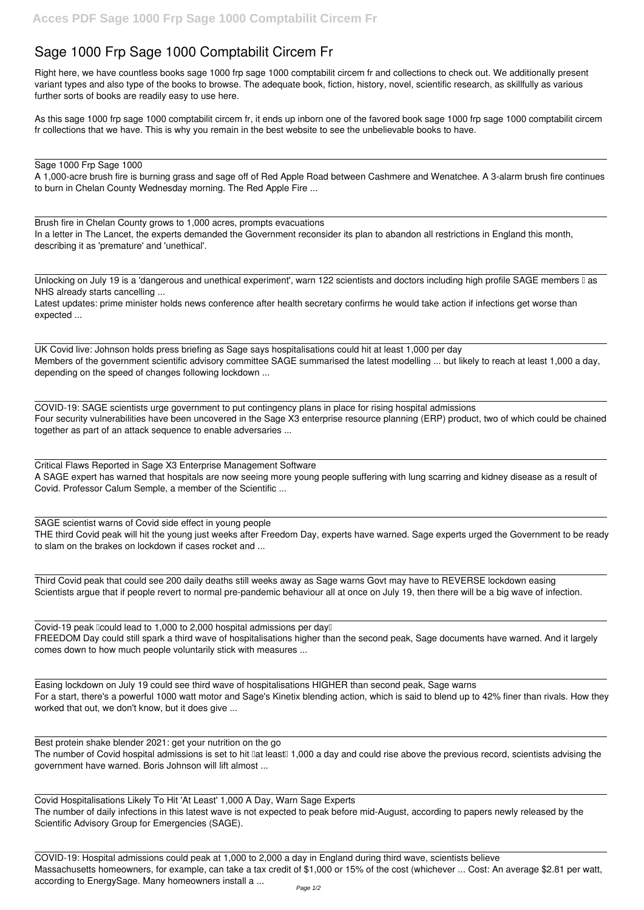# Sage 1000 Frp Sage 1000 Comptabilit Circem Fr

Right here, we have countless books sage 1000 frp sage 1000 comptabilit circem fr and collections to check out. We additionally present variant types and also type of the books to browse. The adequate book, fiction, history, novel, scientific research, as skillfully as various further sorts of books are readily easy to use here.

As this sage 1000 frp sage 1000 comptabilit circem fr, it ends up inborn one of the favored book sage 1000 frp sage 1000 comptabilit circem fr collections that we have. This is why you remain in the best website to see the unbelievable books to have.

Sage 1000 Frp Sage 1000

A 1,000-acre brush fire is burning grass and sage off of Red Apple Road between Cashmere and Wenatchee. A 3-alarm brush fire continues to burn in Chelan County Wednesday morning. The Red Apple Fire ...

Brush fire in Chelan County grows to 1,000 acres, prompts evacuations

In a letter in The Lancet, the experts demanded the Government reconsider its plan to abandon all restrictions in England this month, describing it as 'premature' and 'unethical'.

Unlocking on July 19 is a 'dangerous and unethical experiment', warn 122 scientists and doctors including high profile SAGE members – as NHS already starts cancelling ...

Latest updates: prime minister holds news conference after health secretary confirms he would take action if infections get worse than expected ...

UK Covid live: Johnson holds press briefing as Sage says hospitalisations could hit at least 1,000 per day

Members of the government scientific advisory committee SAGE summarised the latest modelling ... but likely to reach at least 1,000 a day, depending on the speed of changes following lockdown ...

COVID-19: SAGE scientists urge government to put contingency plans in place for rising hospital admissions

Four security vulnerabilities have been uncovered in the Sage X3 enterprise resource planning (ERP) product, two of which could be chained together as part of an attack sequence to enable adversaries ...

Critical Flaws Reported in Sage X3 Enterprise Management Software

A SAGE expert has warned that hospitals are now seeing more young people suffering with lung scarring and kidney disease as a result of Covid. Professor Calum Semple, a member of the Scientific ...

SAGE scientist warns of Covid side effect in young people

THE third Covid peak will hit the young just weeks after Freedom Day, experts have warned. Sage experts urged the Government to be ready to slam on the brakes on lockdown if cases rocket and ...

Third Covid peak that could see 200 daily deaths still weeks away as Sage warns Govt may have to REVERSE lockdown easing

Scientists argue that if people revert to normal pre-pandemic behaviour all at once on July 19, then there will be a big wave of infection.

Covid-19 peak 'could lead to 1,000 to 2,000 hospital admissions per day'

FREEDOM Day could still spark a third wave of hospitalisations higher than the second peak, Sage documents have warned. And it largely comes down to how much people voluntarily stick with measures ...

Easing lockdown on July 19 could see third wave of hospitalisations HIGHER than second peak, Sage warns

For a start, there's a powerful 1000 watt motor and Sage's Kinetix blending action, which is said to blend up to 42% finer than rivals. How they worked that out, we don't know, but it does give ...

Best protein shake blender 2021: get your nutrition on the go

The number of Covid hospital admissions is set to hit 'at least' 1,000 a day and could rise above the previous record, scientists advising the government have warned. Boris Johnson will lift almost ...

Covid Hospitalisations Likely To Hit 'At Least' 1,000 A Day, Warn Sage Experts

The number of daily infections in this latest wave is not expected to peak before mid-August, according to papers newly released by the Scientific Advisory Group for Emergencies (SAGE).

COVID-19: Hospital admissions could peak at 1,000 to 2,000 a day in England during third wave, scientists believe

Massachusetts homeowners, for example, can take a tax credit of $1,000 or 15% of the cost (whichever ... Cost: An average $2.81 per watt, according to EnergySage. Many homeowners install a ...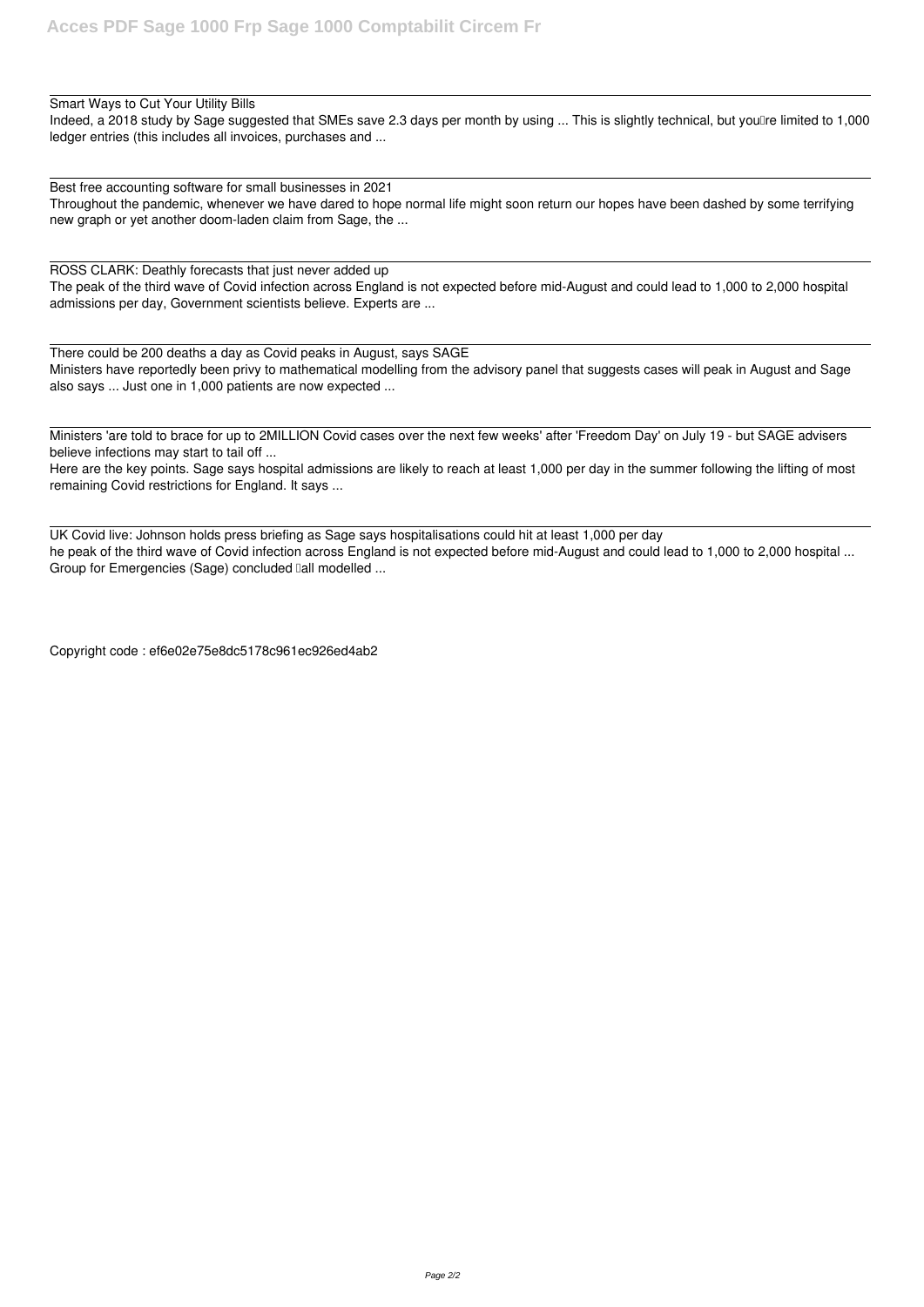Smart Ways to Cut Your Utility Bills

Indeed, a 2018 study by Sage suggested that SMEs save 2.3 days per month by using ... This is slightly technical, but you're limited to 1,000 ledger entries (this includes all invoices, purchases and ...

Best free accounting software for small businesses in 2021

Throughout the pandemic, whenever we have dared to hope normal life might soon return our hopes have been dashed by some terrifying new graph or yet another doom-laden claim from Sage, the ...

ROSS CLARK: Deathly forecasts that just never added up

The peak of the third wave of Covid infection across England is not expected before mid-August and could lead to 1,000 to 2,000 hospital admissions per day, Government scientists believe. Experts are ...

There could be 200 deaths a day as Covid peaks in August, says SAGE

Ministers have reportedly been privy to mathematical modelling from the advisory panel that suggests cases will peak in August and Sage also says ... Just one in 1,000 patients are now expected ...

Ministers 'are told to brace for up to 2MILLION Covid cases over the next few weeks' after 'Freedom Day' on July 19 - but SAGE advisers believe infections may start to tail off ...

Here are the key points. Sage says hospital admissions are likely to reach at least 1,000 per day in the summer following the lifting of most remaining Covid restrictions for England. It says ...

UK Covid live: Johnson holds press briefing as Sage says hospitalisations could hit at least 1,000 per day

he peak of the third wave of Covid infection across England is not expected before mid-August and could lead to 1,000 to 2,000 hospital ... Group for Emergencies (Sage) concluded "all modelled ...

Copyright code : ef6e02e75e8dc5178c961ec926ed4ab2